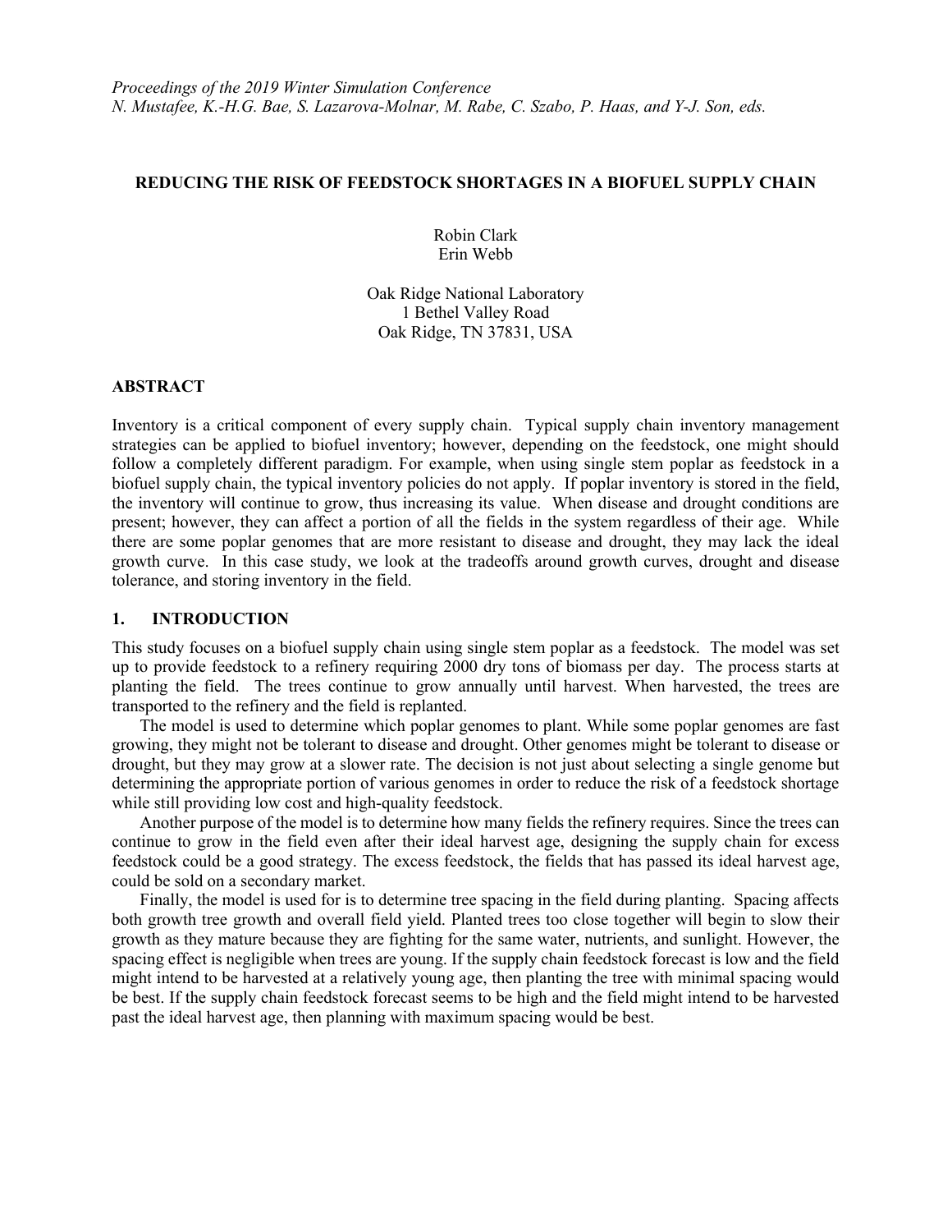*Proceedings of the 2019 Winter Simulation Conference*
*N. Mustafee, K.-H.G. Bae, S. Lazarova-Molnar, M. Rabe, C. Szabo, P. Haas, and Y-J. Son, eds.*

# REDUCING THE RISK OF FEEDSTOCK SHORTAGES IN A BIOFUEL SUPPLY CHAIN

Robin Clark
Erin Webb

Oak Ridge National Laboratory
1 Bethel Valley Road
Oak Ridge, TN 37831, USA

## ABSTRACT

Inventory is a critical component of every supply chain. Typical supply chain inventory management strategies can be applied to biofuel inventory; however, depending on the feedstock, one might should follow a completely different paradigm. For example, when using single stem poplar as feedstock in a biofuel supply chain, the typical inventory policies do not apply. If poplar inventory is stored in the field, the inventory will continue to grow, thus increasing its value. When disease and drought conditions are present; however, they can affect a portion of all the fields in the system regardless of their age. While there are some poplar genomes that are more resistant to disease and drought, they may lack the ideal growth curve. In this case study, we look at the tradeoffs around growth curves, drought and disease tolerance, and storing inventory in the field.

## 1. INTRODUCTION

This study focuses on a biofuel supply chain using single stem poplar as a feedstock. The model was set up to provide feedstock to a refinery requiring 2000 dry tons of biomass per day. The process starts at planting the field. The trees continue to grow annually until harvest. When harvested, the trees are transported to the refinery and the field is replanted.

The model is used to determine which poplar genomes to plant. While some poplar genomes are fast growing, they might not be tolerant to disease and drought. Other genomes might be tolerant to disease or drought, but they may grow at a slower rate. The decision is not just about selecting a single genome but determining the appropriate portion of various genomes in order to reduce the risk of a feedstock shortage while still providing low cost and high-quality feedstock.

Another purpose of the model is to determine how many fields the refinery requires. Since the trees can continue to grow in the field even after their ideal harvest age, designing the supply chain for excess feedstock could be a good strategy. The excess feedstock, the fields that has passed its ideal harvest age, could be sold on a secondary market.

Finally, the model is used for is to determine tree spacing in the field during planting. Spacing affects both growth tree growth and overall field yield. Planted trees too close together will begin to slow their growth as they mature because they are fighting for the same water, nutrients, and sunlight. However, the spacing effect is negligible when trees are young. If the supply chain feedstock forecast is low and the field might intend to be harvested at a relatively young age, then planting the tree with minimal spacing would be best. If the supply chain feedstock forecast seems to be high and the field might intend to be harvested past the ideal harvest age, then planning with maximum spacing would be best.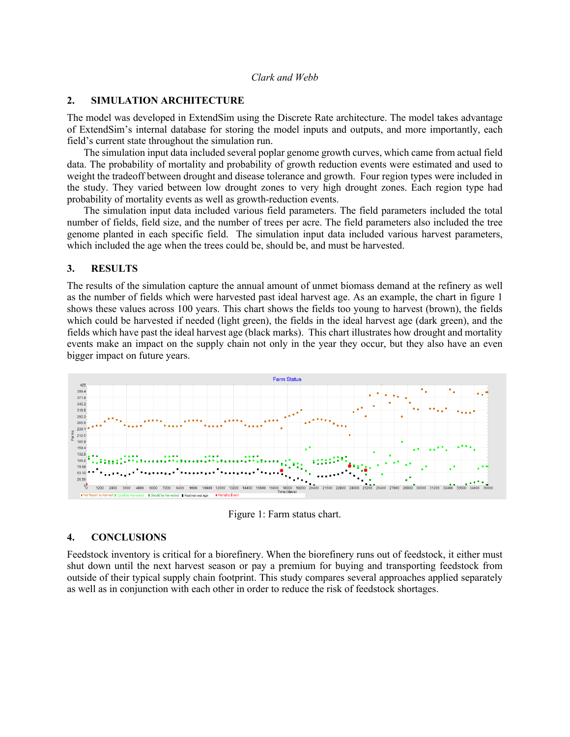## 2. SIMULATION ARCHITECTURE

The model was developed in ExtendSim using the Discrete Rate architecture. The model takes advantage of ExtendSim's internal database for storing the model inputs and outputs, and more importantly, each field's current state throughout the simulation run.

The simulation input data included several poplar genome growth curves, which came from actual field data. The probability of mortality and probability of growth reduction events were estimated and used to weight the tradeoff between drought and disease tolerance and growth. Four region types were included in the study. They varied between low drought zones to very high drought zones. Each region type had probability of mortality events as well as growth-reduction events.

The simulation input data included various field parameters. The field parameters included the total number of fields, field size, and the number of trees per acre. The field parameters also included the tree genome planted in each specific field. The simulation input data included various harvest parameters, which included the age when the trees could be, should be, and must be harvested.

## 3. RESULTS

The results of the simulation capture the annual amount of unmet biomass demand at the refinery as well as the number of fields which were harvested past ideal harvest age. As an example, the chart in figure 1 shows these values across 100 years. This chart shows the fields too young to harvest (brown), the fields which could be harvested if needed (light green), the fields in the ideal harvest age (dark green), and the fields which have past the ideal harvest age (black marks). This chart illustrates how drought and mortality events make an impact on the supply chain not only in the year they occur, but they also have an even bigger impact on future years.

Farm Status

Farms

425
398.4
371.9
345.3
318.8
292.2
265.6
239.1
212.5
185.9
159.4
132.8
106.2
79.69
53.12
26.56
0

0 1200 2400 3600 4800 6000 7200 8400 9600 10800 12000 13200 14400 15600 16800 18000 19200 20400 21600 22800 24000 25200 26400 27600 28800 30000 31200 32400 33600 34800 36000

Time (days)

Not Ready to Harvest  Could be Harvested  Should be Harvested  Past Harvest Age  Mortality Event

Figure 1: Farm status chart.

## 4. CONCLUSIONS

Feedstock inventory is critical for a biorefinery. When the biorefinery runs out of feedstock, it either must shut down until the next harvest season or pay a premium for buying and transporting feedstock from outside of their typical supply chain footprint. This study compares several approaches applied separately as well as in conjunction with each other in order to reduce the risk of feedstock shortages.